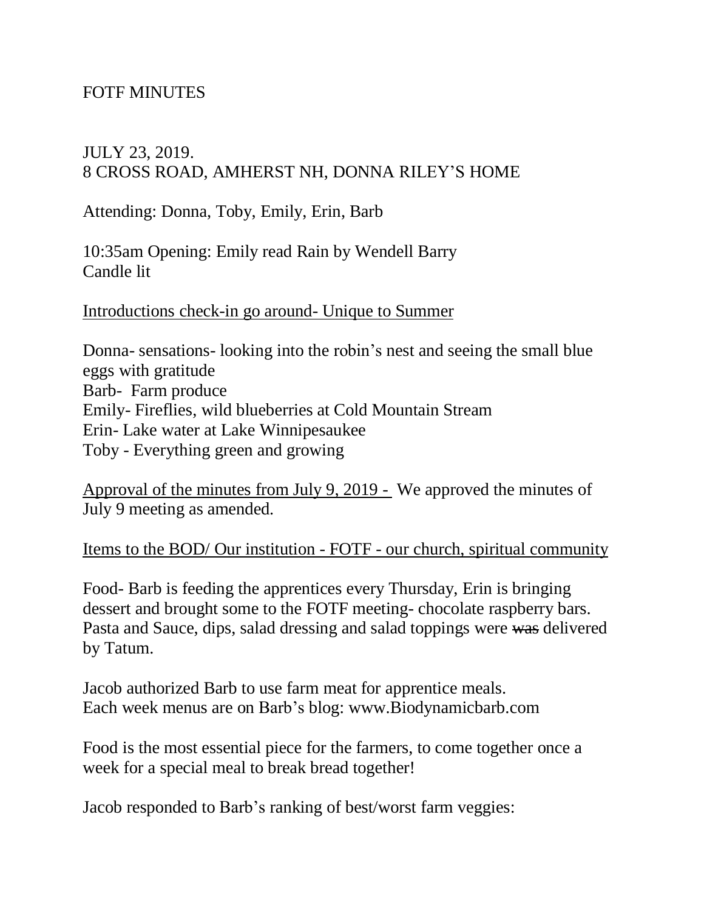# FOTF MINUTES

JULY 23, 2019.
8 CROSS ROAD, AMHERST NH, DONNA RILEY'S HOME

Attending: Donna, Toby, Emily, Erin, Barb

10:35am Opening: Emily read Rain by Wendell Barry
Candle lit

<u>Introductions check-in go around- Unique to Summer</u>

Donna- sensations- looking into the robin's nest and seeing the small blue eggs with gratitude
Barb- Farm produce
Emily- Fireflies, wild blueberries at Cold Mountain Stream
Erin- Lake water at Lake Winnipesaukee
Toby - Everything green and growing

<u>Approval of the minutes from July 9, 2019 -</u> We approved the minutes of July 9 meeting as amended.

<u>Items to the BOD/ Our institution - FOTF - our church, spiritual community</u>

Food- Barb is feeding the apprentices every Thursday, Erin is bringing dessert and brought some to the FOTF meeting- chocolate raspberry bars. Pasta and Sauce, dips, salad dressing and salad toppings were ~~was~~ delivered by Tatum.

Jacob authorized Barb to use farm meat for apprentice meals.
Each week menus are on Barb's blog: www.Biodynamicbarb.com

Food is the most essential piece for the farmers, to come together once a week for a special meal to break bread together!

Jacob responded to Barb's ranking of best/worst farm veggies: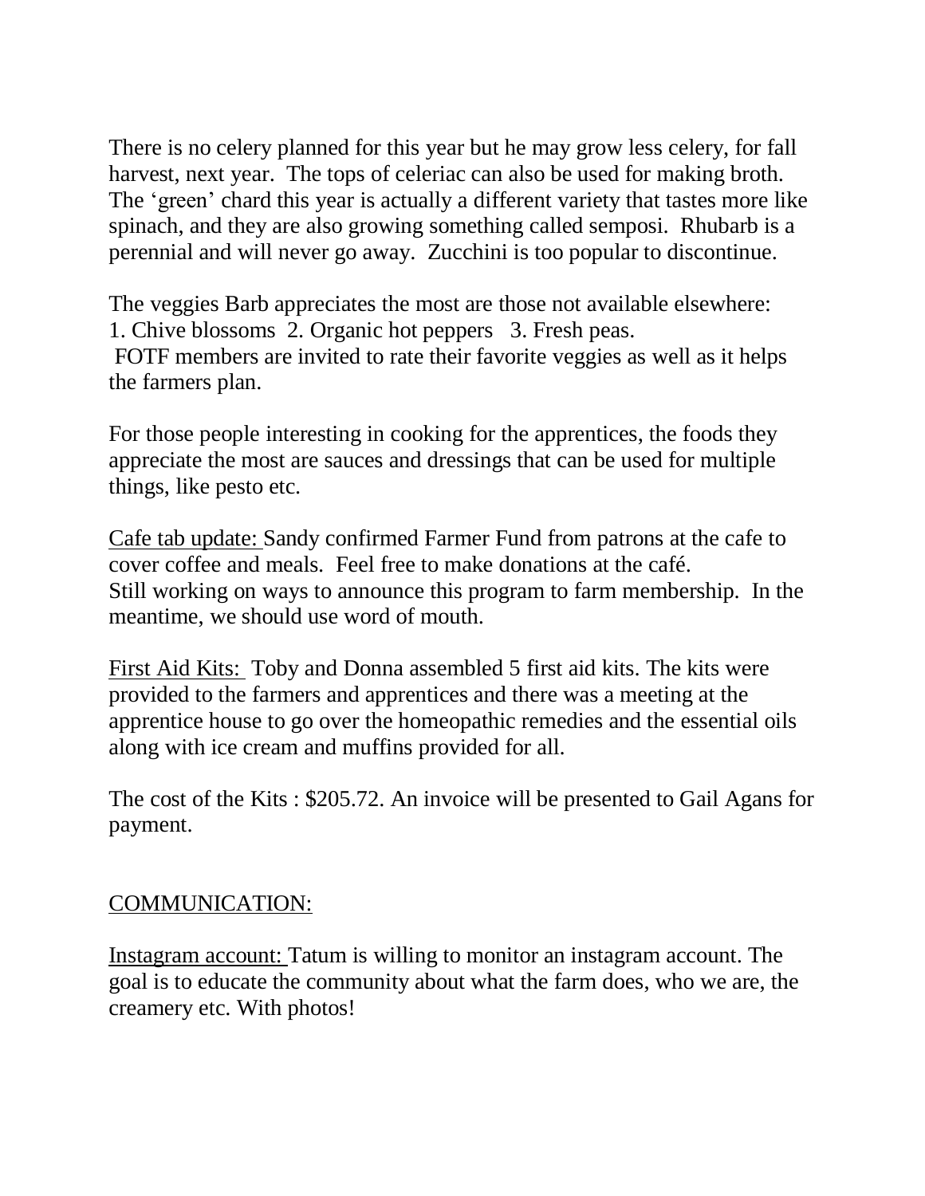There is no celery planned for this year but he may grow less celery, for fall harvest, next year. The tops of celeriac can also be used for making broth. The 'green' chard this year is actually a different variety that tastes more like spinach, and they are also growing something called semposi. Rhubarb is a perennial and will never go away. Zucchini is too popular to discontinue.

The veggies Barb appreciates the most are those not available elsewhere:
1. Chive blossoms 2. Organic hot peppers 3. Fresh peas.
FOTF members are invited to rate their favorite veggies as well as it helps the farmers plan.

For those people interesting in cooking for the apprentices, the foods they appreciate the most are sauces and dressings that can be used for multiple things, like pesto etc.

<u>Cafe tab update:</u> Sandy confirmed Farmer Fund from patrons at the cafe to cover coffee and meals. Feel free to make donations at the café.
Still working on ways to announce this program to farm membership. In the meantime, we should use word of mouth.

<u>First Aid Kits:</u> Toby and Donna assembled 5 first aid kits. The kits were provided to the farmers and apprentices and there was a meeting at the apprentice house to go over the homeopathic remedies and the essential oils along with ice cream and muffins provided for all.

The cost of the Kits : $205.72. An invoice will be presented to Gail Agans for payment.

<u>COMMUNICATION:</u>

<u>Instagram account:</u> Tatum is willing to monitor an instagram account. The goal is to educate the community about what the farm does, who we are, the creamery etc. With photos!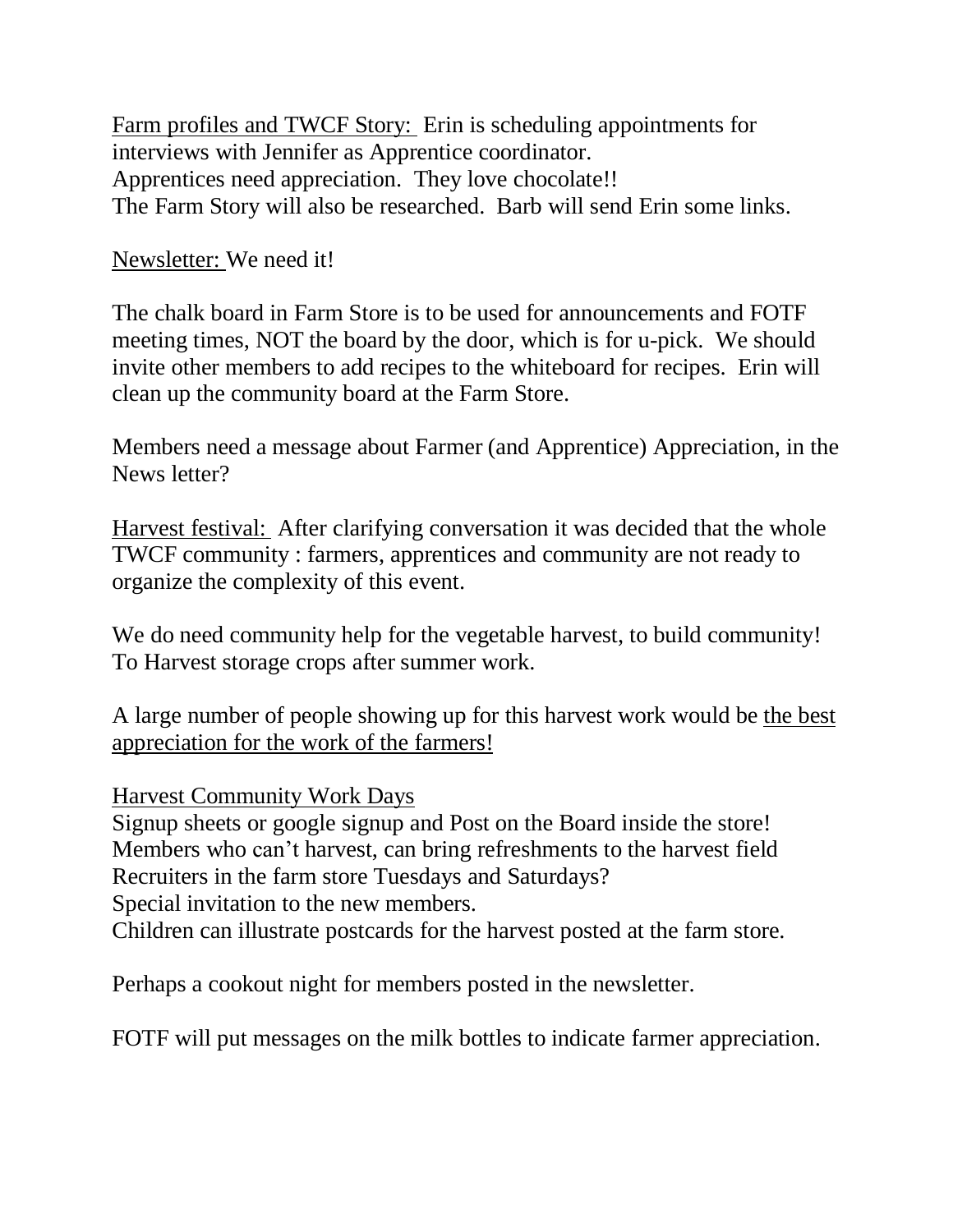<u>Farm profiles and TWCF Story:</u> Erin is scheduling appointments for interviews with Jennifer as Apprentice coordinator.
Apprentices need appreciation. They love chocolate!!
The Farm Story will also be researched. Barb will send Erin some links.

<u>Newsletter:</u> We need it!

The chalk board in Farm Store is to be used for announcements and FOTF meeting times, NOT the board by the door, which is for u-pick. We should invite other members to add recipes to the whiteboard for recipes. Erin will clean up the community board at the Farm Store.

Members need a message about Farmer (and Apprentice) Appreciation, in the News letter?

<u>Harvest festival:</u> After clarifying conversation it was decided that the whole TWCF community : farmers, apprentices and community are not ready to organize the complexity of this event.

We do need community help for the vegetable harvest, to build community!
To Harvest storage crops after summer work.

A large number of people showing up for this harvest work would be <u>the best appreciation for the work of the farmers!</u>

<u>Harvest Community Work Days</u>
Signup sheets or google signup and Post on the Board inside the store!
Members who can't harvest, can bring refreshments to the harvest field
Recruiters in the farm store Tuesdays and Saturdays?
Special invitation to the new members.
Children can illustrate postcards for the harvest posted at the farm store.

Perhaps a cookout night for members posted in the newsletter.

FOTF will put messages on the milk bottles to indicate farmer appreciation.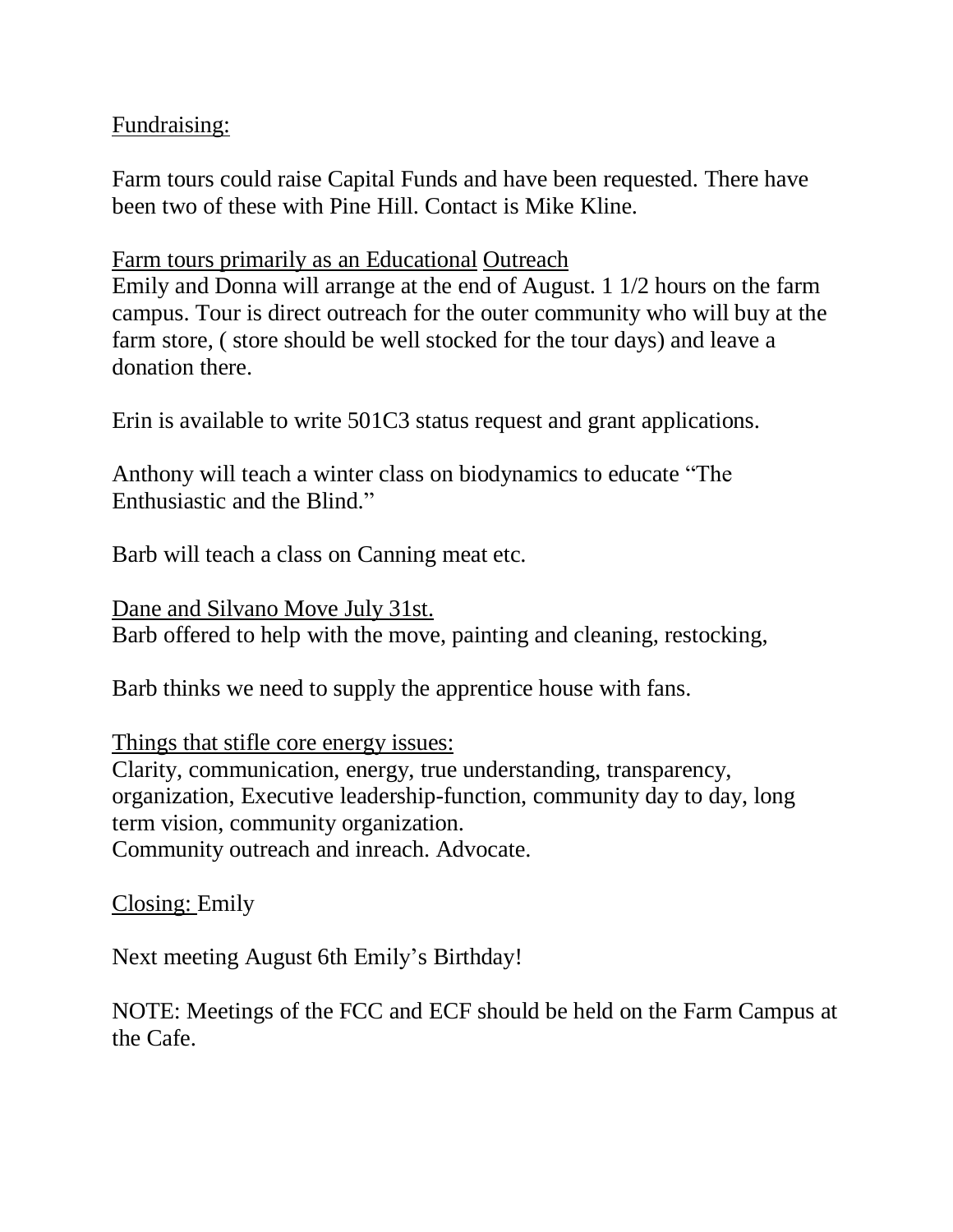Fundraising:

Farm tours could raise Capital Funds and have been requested. There have been two of these with Pine Hill. Contact is Mike Kline.

Farm tours primarily as an Educational Outreach
Emily and Donna will arrange at the end of August. 1 1/2 hours on the farm campus. Tour is direct outreach for the outer community who will buy at the farm store, ( store should be well stocked for the tour days) and leave a donation there.

Erin is available to write 501C3 status request and grant applications.

Anthony will teach a winter class on biodynamics to educate "The Enthusiastic and the Blind."

Barb will teach a class on Canning meat etc.

Dane and Silvano Move July 31st.
Barb offered to help with the move, painting and cleaning, restocking,

Barb thinks we need to supply the apprentice house with fans.

Things that stifle core energy issues:
Clarity, communication, energy, true understanding, transparency, organization, Executive leadership-function, community day to day, long term vision, community organization.
Community outreach and inreach. Advocate.

Closing: Emily

Next meeting August 6th Emily's Birthday!

NOTE: Meetings of the FCC and ECF should be held on the Farm Campus at the Cafe.